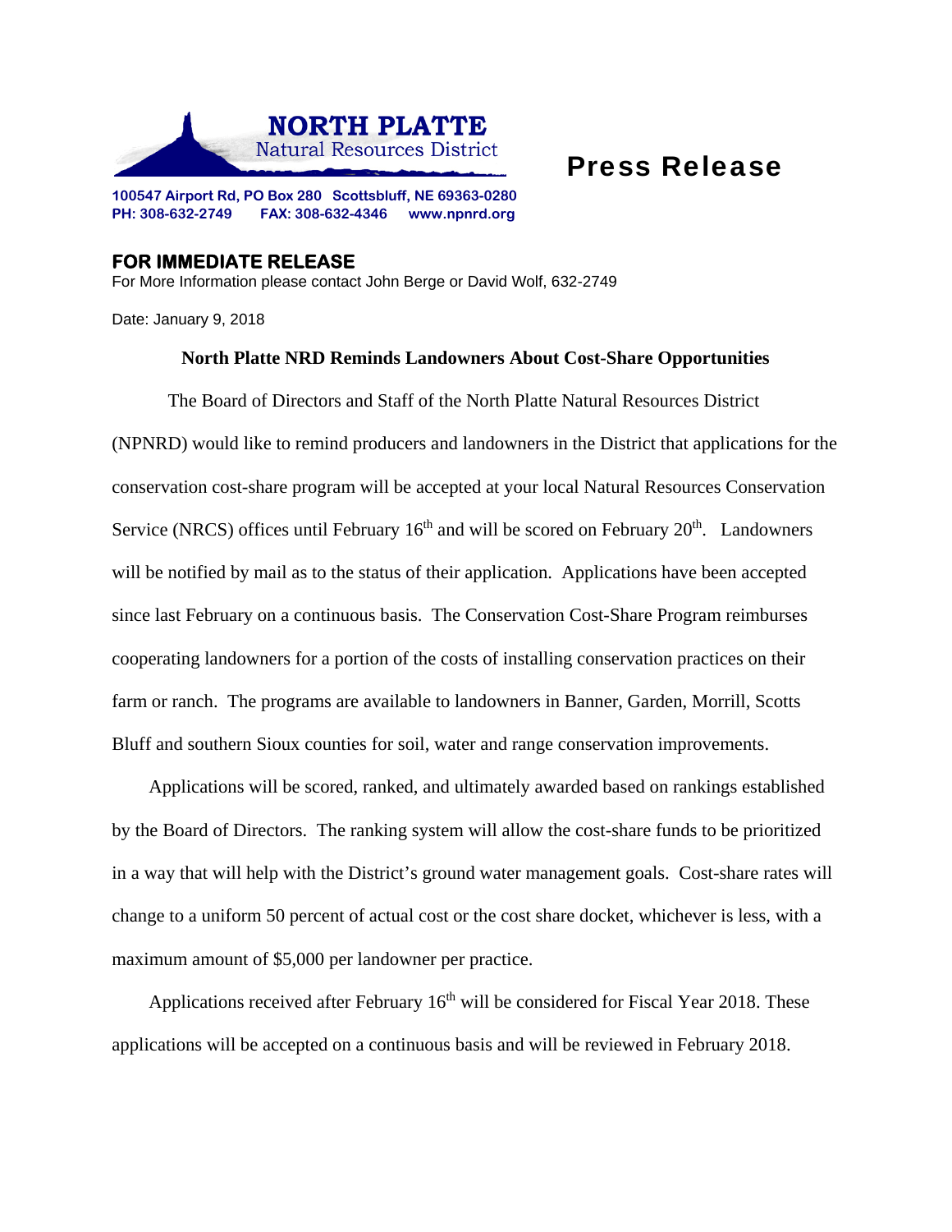**NORTH PLATTE**
Natural Resources District

# Press Release

**100547 Airport Rd, PO Box 280 Scottsbluff, NE 69363-0280**
**PH: 308-632-2749 FAX: 308-632-4346 www.npnrd.org**

**FOR IMMEDIATE RELEASE**
For More Information please contact John Berge or David Wolf, 632-2749

Date: January 9, 2018

## North Platte NRD Reminds Landowners About Cost-Share Opportunities

The Board of Directors and Staff of the North Platte Natural Resources District (NPNRD) would like to remind producers and landowners in the District that applications for the conservation cost-share program will be accepted at your local Natural Resources Conservation Service (NRCS) offices until February 16th and will be scored on February 20th. Landowners will be notified by mail as to the status of their application. Applications have been accepted since last February on a continuous basis. The Conservation Cost-Share Program reimburses cooperating landowners for a portion of the costs of installing conservation practices on their farm or ranch. The programs are available to landowners in Banner, Garden, Morrill, Scotts Bluff and southern Sioux counties for soil, water and range conservation improvements.

Applications will be scored, ranked, and ultimately awarded based on rankings established by the Board of Directors. The ranking system will allow the cost-share funds to be prioritized in a way that will help with the District's ground water management goals. Cost-share rates will change to a uniform 50 percent of actual cost or the cost share docket, whichever is less, with a maximum amount of $5,000 per landowner per practice.

Applications received after February 16th will be considered for Fiscal Year 2018. These applications will be accepted on a continuous basis and will be reviewed in February 2018.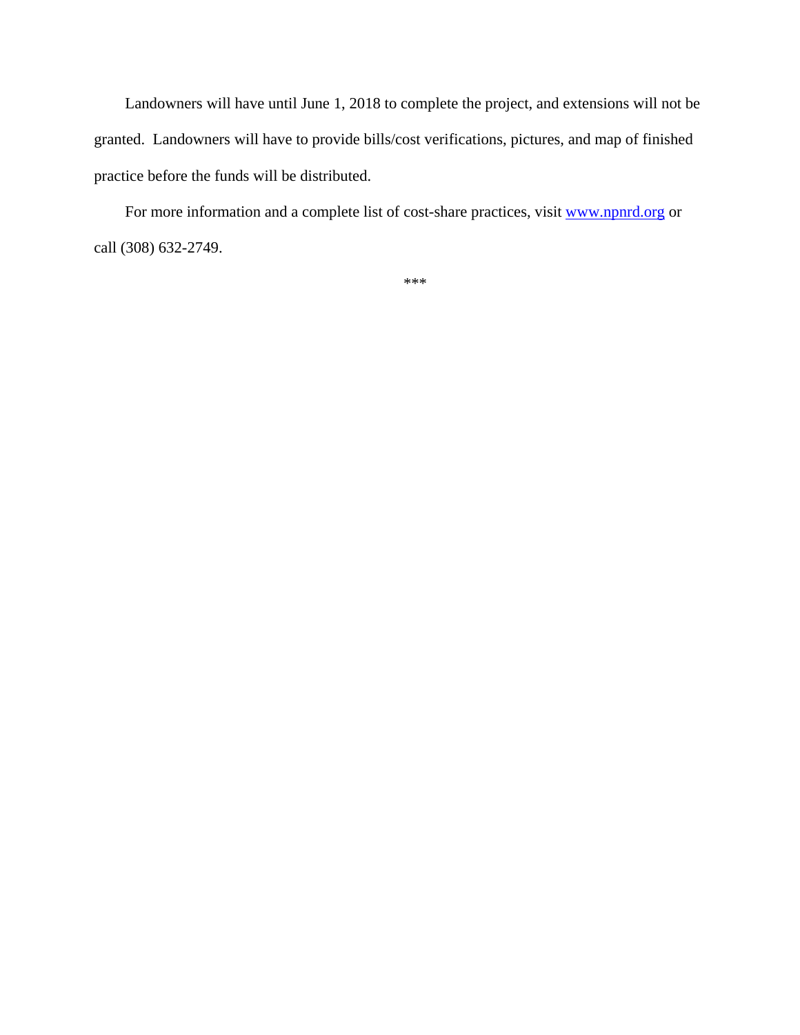Landowners will have until June 1, 2018 to complete the project, and extensions will not be granted. Landowners will have to provide bills/cost verifications, pictures, and map of finished practice before the funds will be distributed.

For more information and a complete list of cost-share practices, visit [www.npnrd.org](http://www.npnrd.org) or call (308) 632-2749.

***